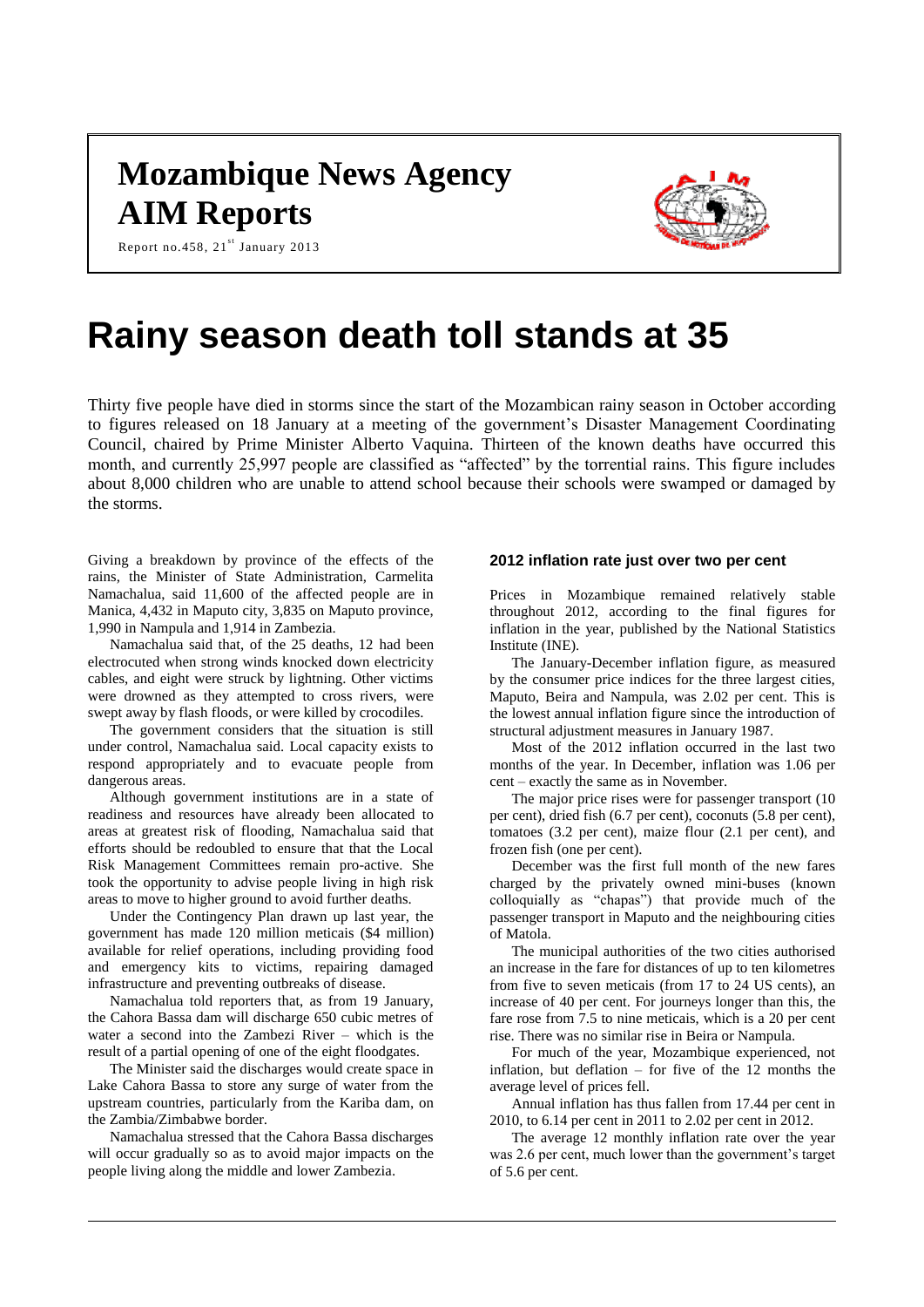# Mozambique News Agency

# AIM Reports

Report no.458, 21st January 2013

# Rainy season death toll stands at 35

Thirty five people have died in storms since the start of the Mozambican rainy season in October according to figures released on 18 January at a meeting of the government's Disaster Management Coordinating Council, chaired by Prime Minister Alberto Vaquina. Thirteen of the known deaths have occurred this month, and currently 25,997 people are classified as "affected" by the torrential rains. This figure includes about 8,000 children who are unable to attend school because their schools were swamped or damaged by the storms.

Giving a breakdown by province of the effects of the rains, the Minister of State Administration, Carmelita Namachalua, said 11,600 of the affected people are in Manica, 4,432 in Maputo city, 3,835 on Maputo province, 1,990 in Nampula and 1,914 in Zambezia.

Namachalua said that, of the 25 deaths, 12 had been electrocuted when strong winds knocked down electricity cables, and eight were struck by lightning. Other victims were drowned as they attempted to cross rivers, were swept away by flash floods, or were killed by crocodiles.

The government considers that the situation is still under control, Namachalua said. Local capacity exists to respond appropriately and to evacuate people from dangerous areas.

Although government institutions are in a state of readiness and resources have already been allocated to areas at greatest risk of flooding, Namachalua said that efforts should be redoubled to ensure that that the Local Risk Management Committees remain pro-active. She took the opportunity to advise people living in high risk areas to move to higher ground to avoid further deaths.

Under the Contingency Plan drawn up last year, the government has made 120 million meticais ($4 million) available for relief operations, including providing food and emergency kits to victims, repairing damaged infrastructure and preventing outbreaks of disease.

Namachalua told reporters that, as from 19 January, the Cahora Bassa dam will discharge 650 cubic metres of water a second into the Zambezi River – which is the result of a partial opening of one of the eight floodgates.

The Minister said the discharges would create space in Lake Cahora Bassa to store any surge of water from the upstream countries, particularly from the Kariba dam, on the Zambia/Zimbabwe border.

Namachalua stressed that the Cahora Bassa discharges will occur gradually so as to avoid major impacts on the people living along the middle and lower Zambezia.

## 2012 inflation rate just over two per cent

Prices in Mozambique remained relatively stable throughout 2012, according to the final figures for inflation in the year, published by the National Statistics Institute (INE).

The January-December inflation figure, as measured by the consumer price indices for the three largest cities, Maputo, Beira and Nampula, was 2.02 per cent. This is the lowest annual inflation figure since the introduction of structural adjustment measures in January 1987.

Most of the 2012 inflation occurred in the last two months of the year. In December, inflation was 1.06 per cent – exactly the same as in November.

The major price rises were for passenger transport (10 per cent), dried fish (6.7 per cent), coconuts (5.8 per cent), tomatoes (3.2 per cent), maize flour (2.1 per cent), and frozen fish (one per cent).

December was the first full month of the new fares charged by the privately owned mini-buses (known colloquially as "chapas") that provide much of the passenger transport in Maputo and the neighbouring cities of Matola.

The municipal authorities of the two cities authorised an increase in the fare for distances of up to ten kilometres from five to seven meticais (from 17 to 24 US cents), an increase of 40 per cent. For journeys longer than this, the fare rose from 7.5 to nine meticais, which is a 20 per cent rise. There was no similar rise in Beira or Nampula.

For much of the year, Mozambique experienced, not inflation, but deflation – for five of the 12 months the average level of prices fell.

Annual inflation has thus fallen from 17.44 per cent in 2010, to 6.14 per cent in 2011 to 2.02 per cent in 2012.

The average 12 monthly inflation rate over the year was 2.6 per cent, much lower than the government's target of 5.6 per cent.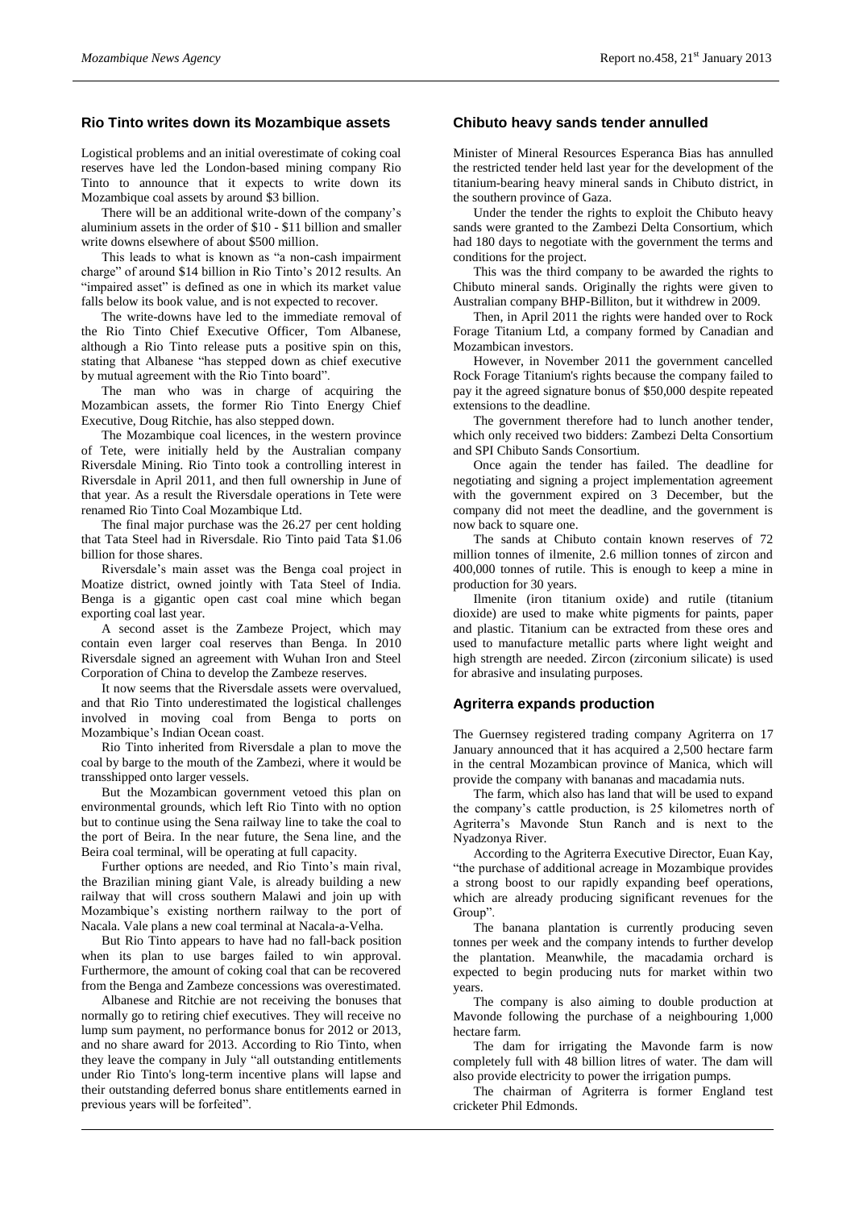## Rio Tinto writes down its Mozambique assets

Logistical problems and an initial overestimate of coking coal reserves have led the London-based mining company Rio Tinto to announce that it expects to write down its Mozambique coal assets by around $3 billion.

There will be an additional write-down of the company's aluminium assets in the order of $10 - $11 billion and smaller write downs elsewhere of about $500 million.

This leads to what is known as "a non-cash impairment charge" of around $14 billion in Rio Tinto's 2012 results. An "impaired asset" is defined as one in which its market value falls below its book value, and is not expected to recover.

The write-downs have led to the immediate removal of the Rio Tinto Chief Executive Officer, Tom Albanese, although a Rio Tinto release puts a positive spin on this, stating that Albanese "has stepped down as chief executive by mutual agreement with the Rio Tinto board".

The man who was in charge of acquiring the Mozambican assets, the former Rio Tinto Energy Chief Executive, Doug Ritchie, has also stepped down.

The Mozambique coal licences, in the western province of Tete, were initially held by the Australian company Riversdale Mining. Rio Tinto took a controlling interest in Riversdale in April 2011, and then full ownership in June of that year. As a result the Riversdale operations in Tete were renamed Rio Tinto Coal Mozambique Ltd.

The final major purchase was the 26.27 per cent holding that Tata Steel had in Riversdale. Rio Tinto paid Tata $1.06 billion for those shares.

Riversdale's main asset was the Benga coal project in Moatize district, owned jointly with Tata Steel of India. Benga is a gigantic open cast coal mine which began exporting coal last year.

A second asset is the Zambeze Project, which may contain even larger coal reserves than Benga. In 2010 Riversdale signed an agreement with Wuhan Iron and Steel Corporation of China to develop the Zambeze reserves.

It now seems that the Riversdale assets were overvalued, and that Rio Tinto underestimated the logistical challenges involved in moving coal from Benga to ports on Mozambique's Indian Ocean coast.

Rio Tinto inherited from Riversdale a plan to move the coal by barge to the mouth of the Zambezi, where it would be transshipped onto larger vessels.

But the Mozambican government vetoed this plan on environmental grounds, which left Rio Tinto with no option but to continue using the Sena railway line to take the coal to the port of Beira. In the near future, the Sena line, and the Beira coal terminal, will be operating at full capacity.

Further options are needed, and Rio Tinto's main rival, the Brazilian mining giant Vale, is already building a new railway that will cross southern Malawi and join up with Mozambique's existing northern railway to the port of Nacala. Vale plans a new coal terminal at Nacala-a-Velha.

But Rio Tinto appears to have had no fall-back position when its plan to use barges failed to win approval. Furthermore, the amount of coking coal that can be recovered from the Benga and Zambeze concessions was overestimated.

Albanese and Ritchie are not receiving the bonuses that normally go to retiring chief executives. They will receive no lump sum payment, no performance bonus for 2012 or 2013, and no share award for 2013. According to Rio Tinto, when they leave the company in July "all outstanding entitlements under Rio Tinto's long-term incentive plans will lapse and their outstanding deferred bonus share entitlements earned in previous years will be forfeited".

## Chibuto heavy sands tender annulled

Minister of Mineral Resources Esperanca Bias has annulled the restricted tender held last year for the development of the titanium-bearing heavy mineral sands in Chibuto district, in the southern province of Gaza.

Under the tender the rights to exploit the Chibuto heavy sands were granted to the Zambezi Delta Consortium, which had 180 days to negotiate with the government the terms and conditions for the project.

This was the third company to be awarded the rights to Chibuto mineral sands. Originally the rights were given to Australian company BHP-Billiton, but it withdrew in 2009.

Then, in April 2011 the rights were handed over to Rock Forage Titanium Ltd, a company formed by Canadian and Mozambican investors.

However, in November 2011 the government cancelled Rock Forage Titanium's rights because the company failed to pay it the agreed signature bonus of $50,000 despite repeated extensions to the deadline.

The government therefore had to lunch another tender, which only received two bidders: Zambezi Delta Consortium and SPI Chibuto Sands Consortium.

Once again the tender has failed. The deadline for negotiating and signing a project implementation agreement with the government expired on 3 December, but the company did not meet the deadline, and the government is now back to square one.

The sands at Chibuto contain known reserves of 72 million tonnes of ilmenite, 2.6 million tonnes of zircon and 400,000 tonnes of rutile. This is enough to keep a mine in production for 30 years.

Ilmenite (iron titanium oxide) and rutile (titanium dioxide) are used to make white pigments for paints, paper and plastic. Titanium can be extracted from these ores and used to manufacture metallic parts where light weight and high strength are needed. Zircon (zirconium silicate) is used for abrasive and insulating purposes.

## Agriterra expands production

The Guernsey registered trading company Agriterra on 17 January announced that it has acquired a 2,500 hectare farm in the central Mozambican province of Manica, which will provide the company with bananas and macadamia nuts.

The farm, which also has land that will be used to expand the company's cattle production, is 25 kilometres north of Agriterra's Mavonde Stun Ranch and is next to the Nyadzonya River.

According to the Agriterra Executive Director, Euan Kay, "the purchase of additional acreage in Mozambique provides a strong boost to our rapidly expanding beef operations, which are already producing significant revenues for the Group".

The banana plantation is currently producing seven tonnes per week and the company intends to further develop the plantation. Meanwhile, the macadamia orchard is expected to begin producing nuts for market within two years.

The company is also aiming to double production at Mavonde following the purchase of a neighbouring 1,000 hectare farm.

The dam for irrigating the Mavonde farm is now completely full with 48 billion litres of water. The dam will also provide electricity to power the irrigation pumps.

The chairman of Agriterra is former England test cricketer Phil Edmonds.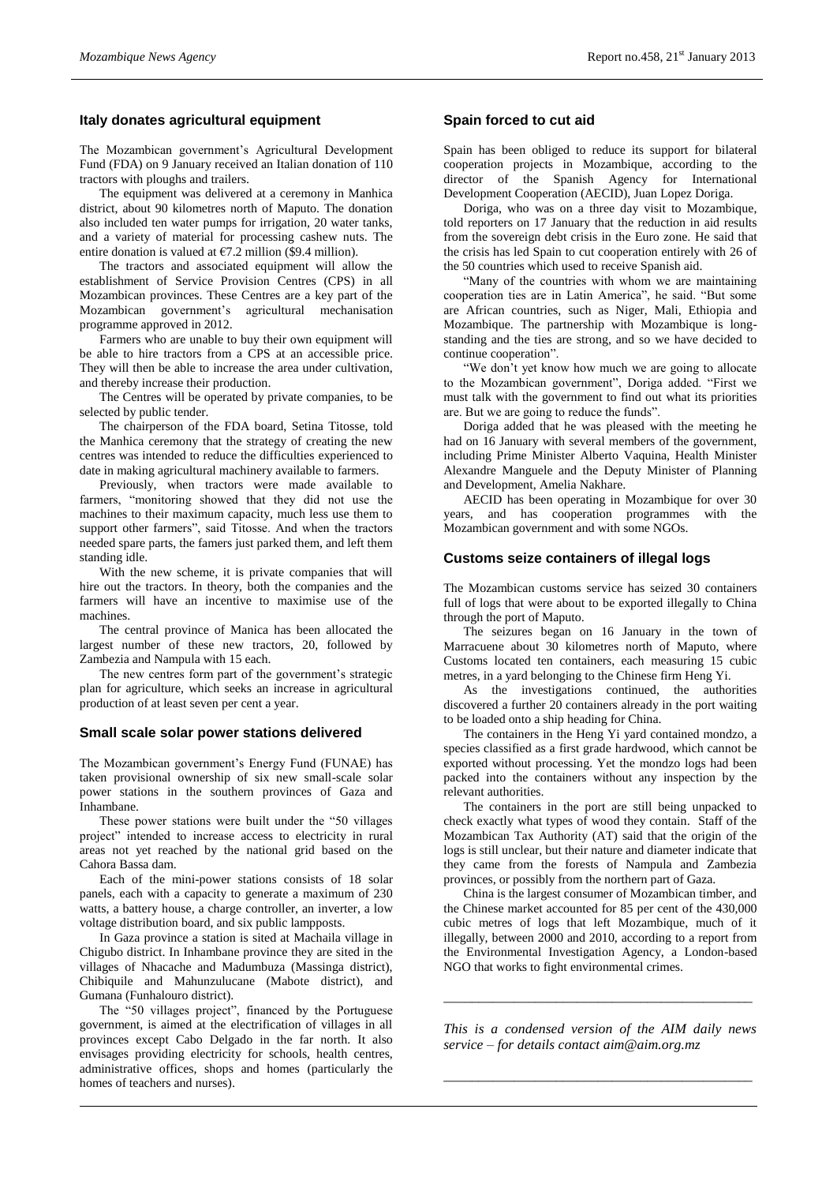## Italy donates agricultural equipment

The Mozambican government's Agricultural Development Fund (FDA) on 9 January received an Italian donation of 110 tractors with ploughs and trailers.

The equipment was delivered at a ceremony in Manhica district, about 90 kilometres north of Maputo. The donation also included ten water pumps for irrigation, 20 water tanks, and a variety of material for processing cashew nuts. The entire donation is valued at €7.2 million ($9.4 million).

The tractors and associated equipment will allow the establishment of Service Provision Centres (CPS) in all Mozambican provinces. These Centres are a key part of the Mozambican government's agricultural mechanisation programme approved in 2012.

Farmers who are unable to buy their own equipment will be able to hire tractors from a CPS at an accessible price. They will then be able to increase the area under cultivation, and thereby increase their production.

The Centres will be operated by private companies, to be selected by public tender.

The chairperson of the FDA board, Setina Titosse, told the Manhica ceremony that the strategy of creating the new centres was intended to reduce the difficulties experienced to date in making agricultural machinery available to farmers.

Previously, when tractors were made available to farmers, "monitoring showed that they did not use the machines to their maximum capacity, much less use them to support other farmers", said Titosse. And when the tractors needed spare parts, the famers just parked them, and left them standing idle.

With the new scheme, it is private companies that will hire out the tractors. In theory, both the companies and the farmers will have an incentive to maximise use of the machines.

The central province of Manica has been allocated the largest number of these new tractors, 20, followed by Zambezia and Nampula with 15 each.

The new centres form part of the government's strategic plan for agriculture, which seeks an increase in agricultural production of at least seven per cent a year.

## Small scale solar power stations delivered

The Mozambican government's Energy Fund (FUNAE) has taken provisional ownership of six new small-scale solar power stations in the southern provinces of Gaza and Inhambane.

These power stations were built under the "50 villages project" intended to increase access to electricity in rural areas not yet reached by the national grid based on the Cahora Bassa dam.

Each of the mini-power stations consists of 18 solar panels, each with a capacity to generate a maximum of 230 watts, a battery house, a charge controller, an inverter, a low voltage distribution board, and six public lampposts.

In Gaza province a station is sited at Machaila village in Chigubo district. In Inhambane province they are sited in the villages of Nhacache and Madumbuza (Massinga district), Chibiquile and Mahunzulucane (Mabote district), and Gumana (Funhalouro district).

The "50 villages project", financed by the Portuguese government, is aimed at the electrification of villages in all provinces except Cabo Delgado in the far north. It also envisages providing electricity for schools, health centres, administrative offices, shops and homes (particularly the homes of teachers and nurses).

## Spain forced to cut aid

Spain has been obliged to reduce its support for bilateral cooperation projects in Mozambique, according to the director of the Spanish Agency for International Development Cooperation (AECID), Juan Lopez Doriga.

Doriga, who was on a three day visit to Mozambique, told reporters on 17 January that the reduction in aid results from the sovereign debt crisis in the Euro zone. He said that the crisis has led Spain to cut cooperation entirely with 26 of the 50 countries which used to receive Spanish aid.

"Many of the countries with whom we are maintaining cooperation ties are in Latin America", he said. "But some are African countries, such as Niger, Mali, Ethiopia and Mozambique. The partnership with Mozambique is long-standing and the ties are strong, and so we have decided to continue cooperation".

"We don't yet know how much we are going to allocate to the Mozambican government", Doriga added. "First we must talk with the government to find out what its priorities are. But we are going to reduce the funds".

Doriga added that he was pleased with the meeting he had on 16 January with several members of the government, including Prime Minister Alberto Vaquina, Health Minister Alexandre Manguele and the Deputy Minister of Planning and Development, Amelia Nakhare.

AECID has been operating in Mozambique for over 30 years, and has cooperation programmes with the Mozambican government and with some NGOs.

## Customs seize containers of illegal logs

The Mozambican customs service has seized 30 containers full of logs that were about to be exported illegally to China through the port of Maputo.

The seizures began on 16 January in the town of Marracuene about 30 kilometres north of Maputo, where Customs located ten containers, each measuring 15 cubic metres, in a yard belonging to the Chinese firm Heng Yi.

As the investigations continued, the authorities discovered a further 20 containers already in the port waiting to be loaded onto a ship heading for China.

The containers in the Heng Yi yard contained mondzo, a species classified as a first grade hardwood, which cannot be exported without processing. Yet the mondzo logs had been packed into the containers without any inspection by the relevant authorities.

The containers in the port are still being unpacked to check exactly what types of wood they contain. Staff of the Mozambican Tax Authority (AT) said that the origin of the logs is still unclear, but their nature and diameter indicate that they came from the forests of Nampula and Zambezia provinces, or possibly from the northern part of Gaza.

China is the largest consumer of Mozambican timber, and the Chinese market accounted for 85 per cent of the 430,000 cubic metres of logs that left Mozambique, much of it illegally, between 2000 and 2010, according to a report from the Environmental Investigation Agency, a London-based NGO that works to fight environmental crimes.

---

*This is a condensed version of the AIM daily news service – for details contact aim@aim.org.mz*

---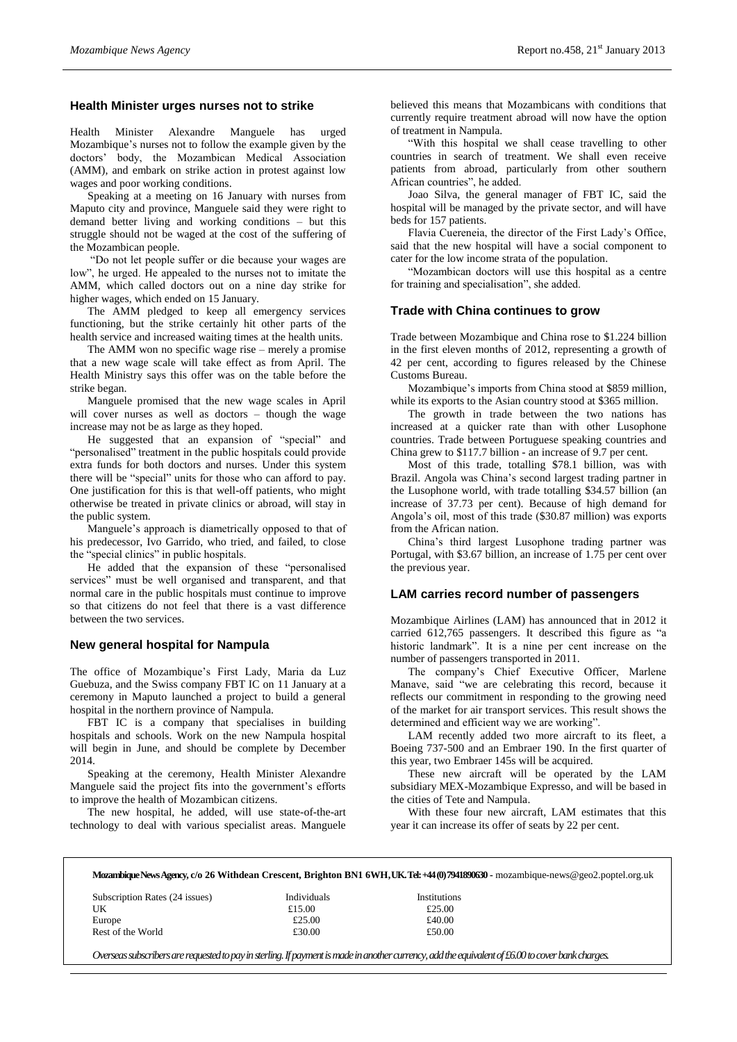## Health Minister urges nurses not to strike

Health Minister Alexandre Manguele has urged Mozambique's nurses not to follow the example given by the doctors' body, the Mozambican Medical Association (AMM), and embark on strike action in protest against low wages and poor working conditions.

Speaking at a meeting on 16 January with nurses from Maputo city and province, Manguele said they were right to demand better living and working conditions – but this struggle should not be waged at the cost of the suffering of the Mozambican people.

"Do not let people suffer or die because your wages are low", he urged. He appealed to the nurses not to imitate the AMM, which called doctors out on a nine day strike for higher wages, which ended on 15 January.

The AMM pledged to keep all emergency services functioning, but the strike certainly hit other parts of the health service and increased waiting times at the health units.

The AMM won no specific wage rise – merely a promise that a new wage scale will take effect as from April. The Health Ministry says this offer was on the table before the strike began.

Manguele promised that the new wage scales in April will cover nurses as well as doctors – though the wage increase may not be as large as they hoped.

He suggested that an expansion of "special" and "personalised" treatment in the public hospitals could provide extra funds for both doctors and nurses. Under this system there will be "special" units for those who can afford to pay. One justification for this is that well-off patients, who might otherwise be treated in private clinics or abroad, will stay in the public system.

Manguele's approach is diametrically opposed to that of his predecessor, Ivo Garrido, who tried, and failed, to close the "special clinics" in public hospitals.

He added that the expansion of these "personalised services" must be well organised and transparent, and that normal care in the public hospitals must continue to improve so that citizens do not feel that there is a vast difference between the two services.

## New general hospital for Nampula

The office of Mozambique's First Lady, Maria da Luz Guebuza, and the Swiss company FBT IC on 11 January at a ceremony in Maputo launched a project to build a general hospital in the northern province of Nampula.

FBT IC is a company that specialises in building hospitals and schools. Work on the new Nampula hospital will begin in June, and should be complete by December 2014.

Speaking at the ceremony, Health Minister Alexandre Manguele said the project fits into the government's efforts to improve the health of Mozambican citizens.

The new hospital, he added, will use state-of-the-art technology to deal with various specialist areas. Manguele believed this means that Mozambicans with conditions that currently require treatment abroad will now have the option of treatment in Nampula.

"With this hospital we shall cease travelling to other countries in search of treatment. We shall even receive patients from abroad, particularly from other southern African countries", he added.

Joao Silva, the general manager of FBT IC, said the hospital will be managed by the private sector, and will have beds for 157 patients.

Flavia Cuereneia, the director of the First Lady's Office, said that the new hospital will have a social component to cater for the low income strata of the population.

"Mozambican doctors will use this hospital as a centre for training and specialisation", she added.

## Trade with China continues to grow

Trade between Mozambique and China rose to $1.224 billion in the first eleven months of 2012, representing a growth of 42 per cent, according to figures released by the Chinese Customs Bureau.

Mozambique's imports from China stood at $859 million, while its exports to the Asian country stood at $365 million.

The growth in trade between the two nations has increased at a quicker rate than with other Lusophone countries. Trade between Portuguese speaking countries and China grew to $117.7 billion - an increase of 9.7 per cent.

Most of this trade, totalling $78.1 billion, was with Brazil. Angola was China's second largest trading partner in the Lusophone world, with trade totalling $34.57 billion (an increase of 37.73 per cent). Because of high demand for Angola's oil, most of this trade ($30.87 million) was exports from the African nation.

China's third largest Lusophone trading partner was Portugal, with $3.67 billion, an increase of 1.75 per cent over the previous year.

## LAM carries record number of passengers

Mozambique Airlines (LAM) has announced that in 2012 it carried 612,765 passengers. It described this figure as "a historic landmark". It is a nine per cent increase on the number of passengers transported in 2011.

The company's Chief Executive Officer, Marlene Manave, said "we are celebrating this record, because it reflects our commitment in responding to the growing need of the market for air transport services. This result shows the determined and efficient way we are working".

LAM recently added two more aircraft to its fleet, a Boeing 737-500 and an Embraer 190. In the first quarter of this year, two Embraer 145s will be acquired.

These new aircraft will be operated by the LAM subsidiary MEX-Mozambique Expresso, and will be based in the cities of Tete and Nampula.

With these four new aircraft, LAM estimates that this year it can increase its offer of seats by 22 per cent.

---

**Mozambique News Agency, c/o 26 Withdean Crescent, Brighton BN1 6WH, UK. Tel: +44 (0) 7941890630** - mozambique-news@geo2.poptel.org.uk

| Subscription Rates (24 issues) | Individuals | Institutions |
|---|---|---|
| UK | £15.00 | £25.00 |
| Europe | £25.00 | £40.00 |
| Rest of the World | £30.00 | £50.00 |

*Overseas subscribers are requested to pay in sterling. If payment is made in another currency, add the equivalent of £6.00 to cover bank charges.*